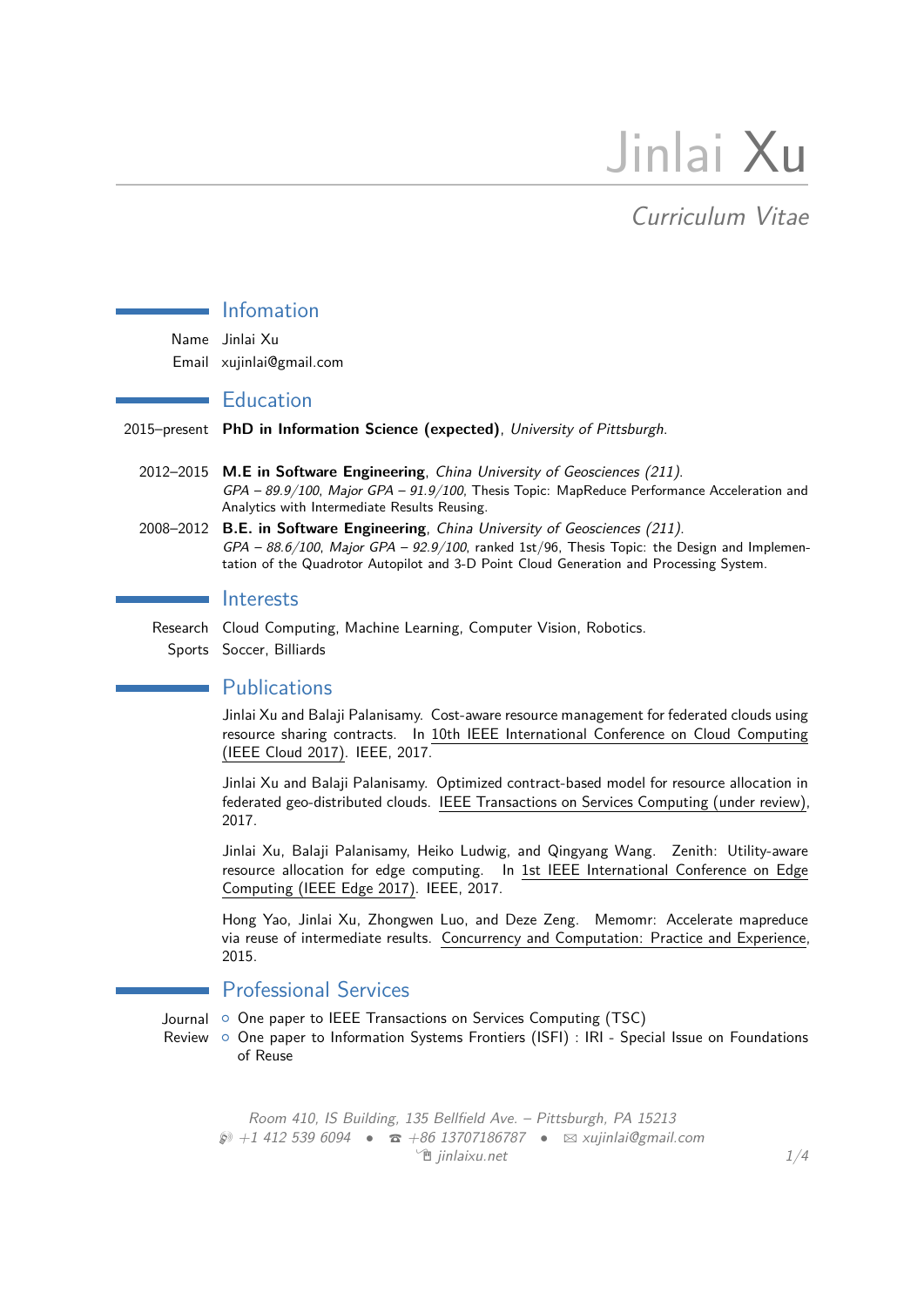# Jinlai Xu

*Curriculum Vitae*

## Infomation

Name Jinlai Xu

Email xujinlai@gmail.com

## Education

2015–present **PhD in Information Science (expected)**, *University of Pittsburgh*.

2012–2015 **M.E in Software Engineering**, *China University of Geosciences (211)*.
*GPA – 89.9/100*, *Major GPA – 91.9/100*, Thesis Topic: MapReduce Performance Acceleration and Analytics with Intermediate Results Reusing.

2008–2012 **B.E. in Software Engineering**, *China University of Geosciences (211)*.
*GPA – 88.6/100*, *Major GPA – 92.9/100*, ranked 1st/96, Thesis Topic: the Design and Implementation of the Quadrotor Autopilot and 3-D Point Cloud Generation and Processing System.

## Interests

Research Cloud Computing, Machine Learning, Computer Vision, Robotics.

Sports Soccer, Billiards

## Publications

Jinlai Xu and Balaji Palanisamy. Cost-aware resource management for federated clouds using resource sharing contracts. In 10th IEEE International Conference on Cloud Computing (IEEE Cloud 2017). IEEE, 2017.

Jinlai Xu and Balaji Palanisamy. Optimized contract-based model for resource allocation in federated geo-distributed clouds. IEEE Transactions on Services Computing (under review), 2017.

Jinlai Xu, Balaji Palanisamy, Heiko Ludwig, and Qingyang Wang. Zenith: Utility-aware resource allocation for edge computing. In 1st IEEE International Conference on Edge Computing (IEEE Edge 2017). IEEE, 2017.

Hong Yao, Jinlai Xu, Zhongwen Luo, and Deze Zeng. Memomr: Accelerate mapreduce via reuse of intermediate results. Concurrency and Computation: Practice and Experience, 2015.

## Professional Services

Journal Review
- One paper to IEEE Transactions on Services Computing (TSC)
- One paper to Information Systems Frontiers (ISFI) : IRI - Special Issue on Foundations of Reuse

*Room 410, IS Building, 135 Bellfield Ave. – Pittsburgh, PA 15213*
*+1 412 539 6094* • *+86 13707186787* • *xujinlai@gmail.com*
*jinlaixu.net*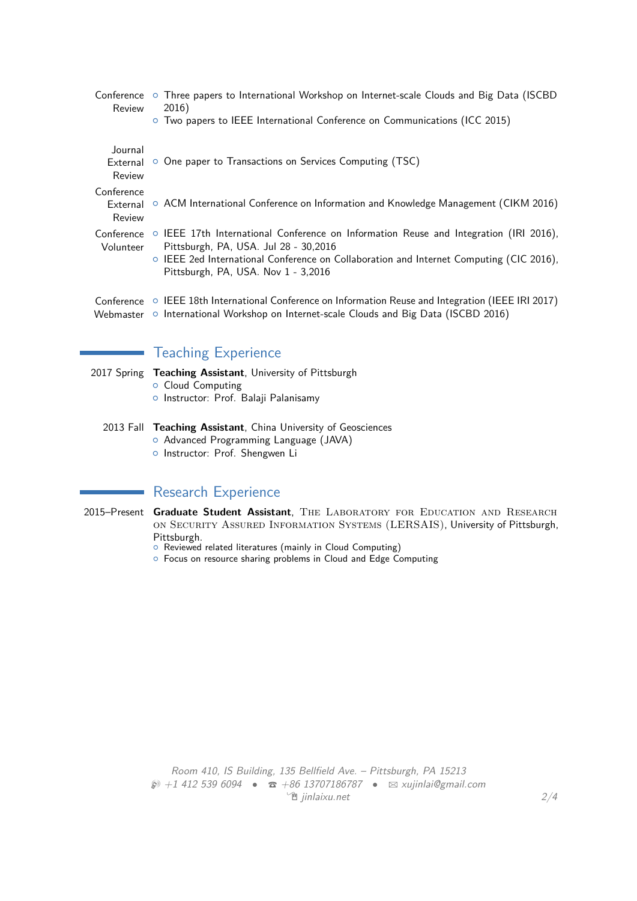**Conference Review**
- Three papers to International Workshop on Internet-scale Clouds and Big Data (ISCBD 2016)
- Two papers to IEEE International Conference on Communications (ICC 2015)

**Journal External Review**
- One paper to Transactions on Services Computing (TSC)

**Conference External Review**
- ACM International Conference on Information and Knowledge Management (CIKM 2016)

**Conference Volunteer**
- IEEE 17th International Conference on Information Reuse and Integration (IRI 2016), Pittsburgh, PA, USA. Jul 28 - 30,2016
- IEEE 2ed International Conference on Collaboration and Internet Computing (CIC 2016), Pittsburgh, PA, USA. Nov 1 - 3,2016

**Conference Webmaster**
- IEEE 18th International Conference on Information Reuse and Integration (IEEE IRI 2017)
- International Workshop on Internet-scale Clouds and Big Data (ISCBD 2016)

## Teaching Experience

2017 Spring **Teaching Assistant**, University of Pittsburgh
- Cloud Computing
- Instructor: Prof. Balaji Palanisamy

2013 Fall **Teaching Assistant**, China University of Geosciences
- Advanced Programming Language (JAVA)
- Instructor: Prof. Shengwen Li

## Research Experience

2015–Present **Graduate Student Assistant**, The Laboratory for Education and Research on Security Assured Information Systems (LERSAIS), University of Pittsburgh, Pittsburgh.
- Reviewed related literatures (mainly in Cloud Computing)
- Focus on resource sharing problems in Cloud and Edge Computing

*Room 410, IS Building, 135 Bellfield Ave. – Pittsburgh, PA 15213*
*+1 412 539 6094 • +86 13707186787 • xujinlai@gmail.com*
*jinlaixu.net*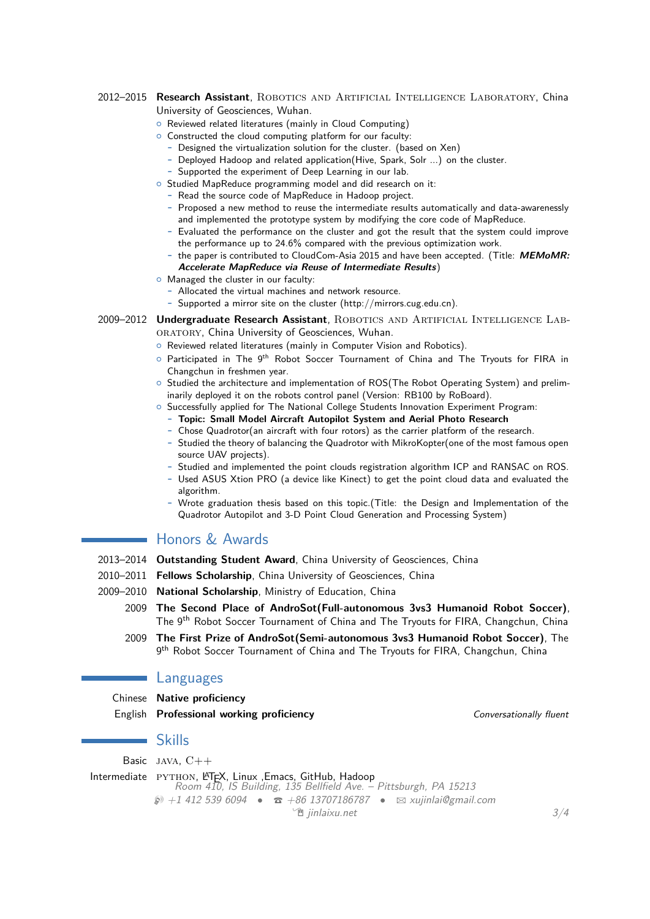**2012–2015** **Research Assistant**, Robotics and Artificial Intelligence Laboratory, China University of Geosciences, Wuhan.

- Reviewed related literatures (mainly in Cloud Computing)
- Constructed the cloud computing platform for our faculty:
  - Designed the virtualization solution for the cluster. (based on Xen)
  - Deployed Hadoop and related application(Hive, Spark, Solr ...) on the cluster.
  - Supported the experiment of Deep Learning in our lab.
- Studied MapReduce programming model and did research on it:
  - Read the source code of MapReduce in Hadoop project.
  - Proposed a new method to reuse the intermediate results automatically and data-awarenessly and implemented the prototype system by modifying the core code of MapReduce.
  - Evaluated the performance on the cluster and got the result that the system could improve the performance up to 24.6% compared with the previous optimization work.
  - the paper is contributed to CloudCom-Asia 2015 and have been accepted. (Title: ***MEMoMR: Accelerate MapReduce via Reuse of Intermediate Results***)
- Managed the cluster in our faculty:
  - Allocated the virtual machines and network resource.
  - Supported a mirror site on the cluster (http://mirrors.cug.edu.cn).

**2009–2012** **Undergraduate Research Assistant**, Robotics and Artificial Intelligence Laboratory, China University of Geosciences, Wuhan.

- Reviewed related literatures (mainly in Computer Vision and Robotics).
- Participated in The 9th Robot Soccer Tournament of China and The Tryouts for FIRA in Changchun in freshmen year.
- Studied the architecture and implementation of ROS(The Robot Operating System) and preliminarily deployed it on the robots control panel (Version: RB100 by RoBoard).
- Successfully applied for The National College Students Innovation Experiment Program:
  - **Topic: Small Model Aircraft Autopilot System and Aerial Photo Research**
  - Chose Quadrotor(an aircraft with four rotors) as the carrier platform of the research.
  - Studied the theory of balancing the Quadrotor with MikroKopter(one of the most famous open source UAV projects).
  - Studied and implemented the point clouds registration algorithm ICP and RANSAC on ROS.
  - Used ASUS Xtion PRO (a device like Kinect) to get the point cloud data and evaluated the algorithm.
  - Wrote graduation thesis based on this topic.(Title: the Design and Implementation of the Quadrotor Autopilot and 3-D Point Cloud Generation and Processing System)

## Honors & Awards

**2013–2014** **Outstanding Student Award**, China University of Geosciences, China

**2010–2011** **Fellows Scholarship**, China University of Geosciences, China

**2009–2010** **National Scholarship**, Ministry of Education, China

**2009** **The Second Place of AndroSot(Full-autonomous 3vs3 Humanoid Robot Soccer)**, The 9th Robot Soccer Tournament of China and The Tryouts for FIRA, Changchun, China

**2009** **The First Prize of AndroSot(Semi-autonomous 3vs3 Humanoid Robot Soccer)**, The 9th Robot Soccer Tournament of China and The Tryouts for FIRA, Changchun, China

## Languages

Chinese **Native proficiency**

English **Professional working proficiency** — *Conversationally fluent*

## Skills

Basic java, C++

Intermediate python, LaTeX, Linux ,Emacs, GitHub, Hadoop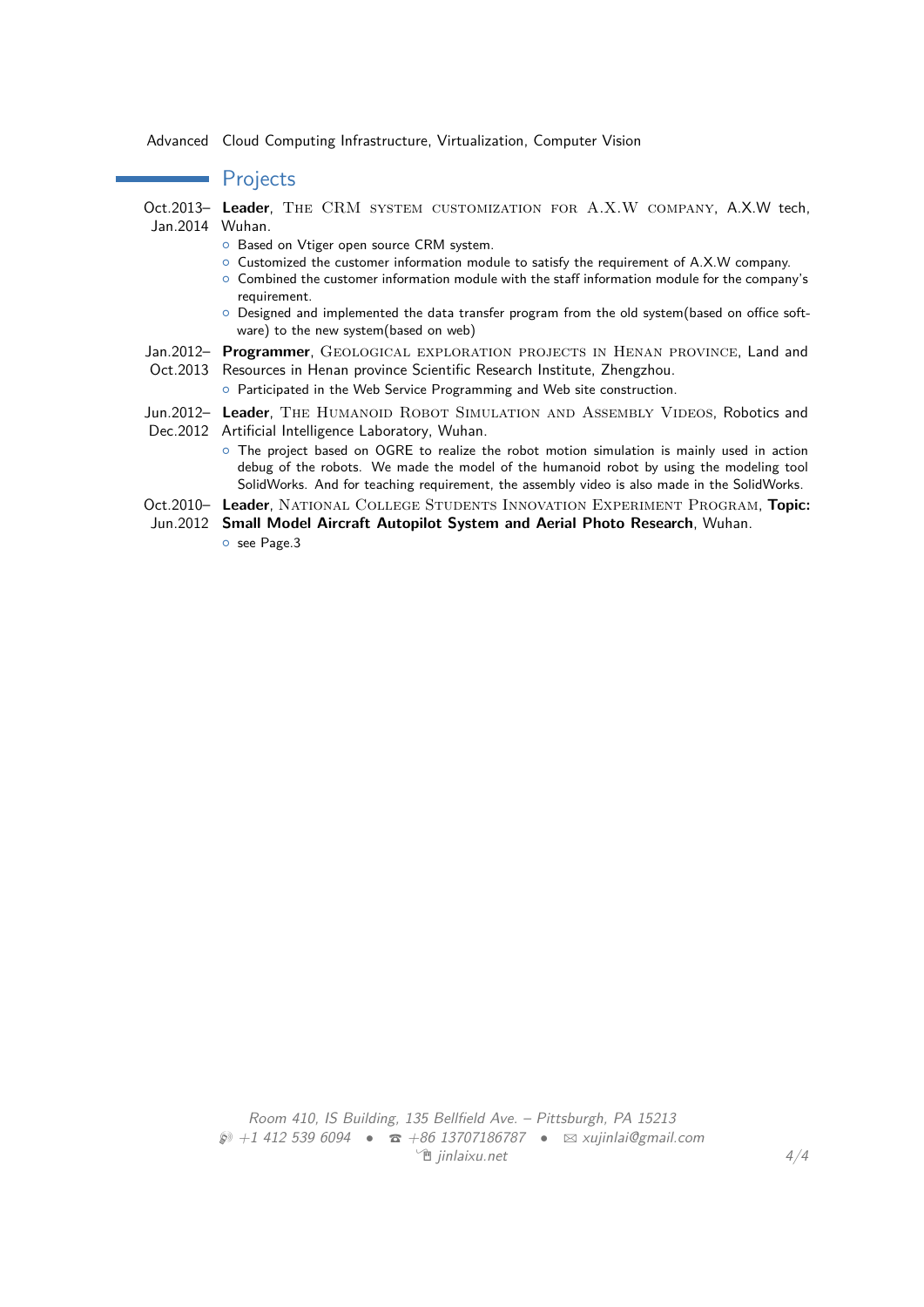Advanced Cloud Computing Infrastructure, Virtualization, Computer Vision

## Projects

Oct.2013– Jan.2014 **Leader**, The CRM system customization for A.X.W company, A.X.W tech, Wuhan.

- Based on Vtiger open source CRM system.
- Customized the customer information module to satisfy the requirement of A.X.W company.
- Combined the customer information module with the staff information module for the company's requirement.
- Designed and implemented the data transfer program from the old system(based on office software) to the new system(based on web)

Jan.2012– Oct.2013 **Programmer**, Geological exploration projects in Henan province, Land and Resources in Henan province Scientific Research Institute, Zhengzhou.

- Participated in the Web Service Programming and Web site construction.

Jun.2012– Dec.2012 **Leader**, The Humanoid Robot Simulation and Assembly Videos, Robotics and Artificial Intelligence Laboratory, Wuhan.

- The project based on OGRE to realize the robot motion simulation is mainly used in action debug of the robots. We made the model of the humanoid robot by using the modeling tool SolidWorks. And for teaching requirement, the assembly video is also made in the SolidWorks.

Oct.2010– Jun.2012 **Leader**, National College Students Innovation Experiment Program, **Topic: Small Model Aircraft Autopilot System and Aerial Photo Research**, Wuhan.

- see Page.3

*Room 410, IS Building, 135 Bellfield Ave. – Pittsburgh, PA 15213*
*+1 412 539 6094 • +86 13707186787 • xujinlai@gmail.com*
*jinlaixu.net*